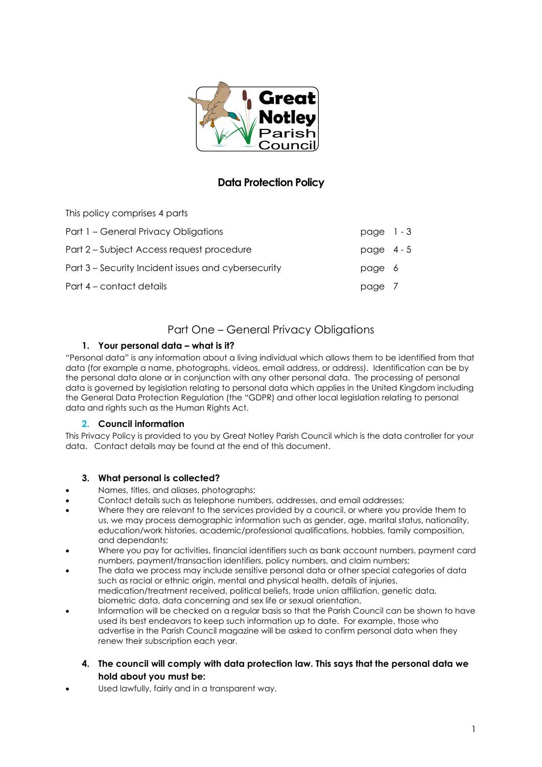# Data Protection Policy

This policy comprises 4 parts

| | |
|---|---|
| Part 1 – General Privacy Obligations | page 1 - 3 |
| Part 2 – Subject Access request procedure | page 4 - 5 |
| Part 3 – Security Incident issues and cybersecurity | page 6 |
| Part 4 – contact details | page 7 |

## Part One – General Privacy Obligations

### 1. Your personal data – what is it?

"Personal data" is any information about a living individual which allows them to be identified from that data (for example a name, photographs, videos, email address, or address). Identification can be by the personal data alone or in conjunction with any other personal data. The processing of personal data is governed by legislation relating to personal data which applies in the United Kingdom including the General Data Protection Regulation (the "GDPR) and other local legislation relating to personal data and rights such as the Human Rights Act.

### 2. Council information

This Privacy Policy is provided to you by Great Notley Parish Council which is the data controller for your data. Contact details may be found at the end of this document.

### 3. What personal is collected?

- Names, titles, and aliases, photographs;
- Contact details such as telephone numbers, addresses, and email addresses;
- Where they are relevant to the services provided by a council, or where you provide them to us, we may process demographic information such as gender, age, marital status, nationality, education/work histories, academic/professional qualifications, hobbies, family composition, and dependants;
- Where you pay for activities, financial identifiers such as bank account numbers, payment card numbers, payment/transaction identifiers, policy numbers, and claim numbers;
- The data we process may include sensitive personal data or other special categories of data such as racial or ethnic origin, mental and physical health, details of injuries, medication/treatment received, political beliefs, trade union affiliation, genetic data, biometric data, data concerning and sex life or sexual orientation.
- Information will be checked on a regular basis so that the Parish Council can be shown to have used its best endeavors to keep such information up to date. For example, those who advertise in the Parish Council magazine will be asked to confirm personal data when they renew their subscription each year.

### 4. The council will comply with data protection law. This says that the personal data we hold about you must be:

- Used lawfully, fairly and in a transparent way.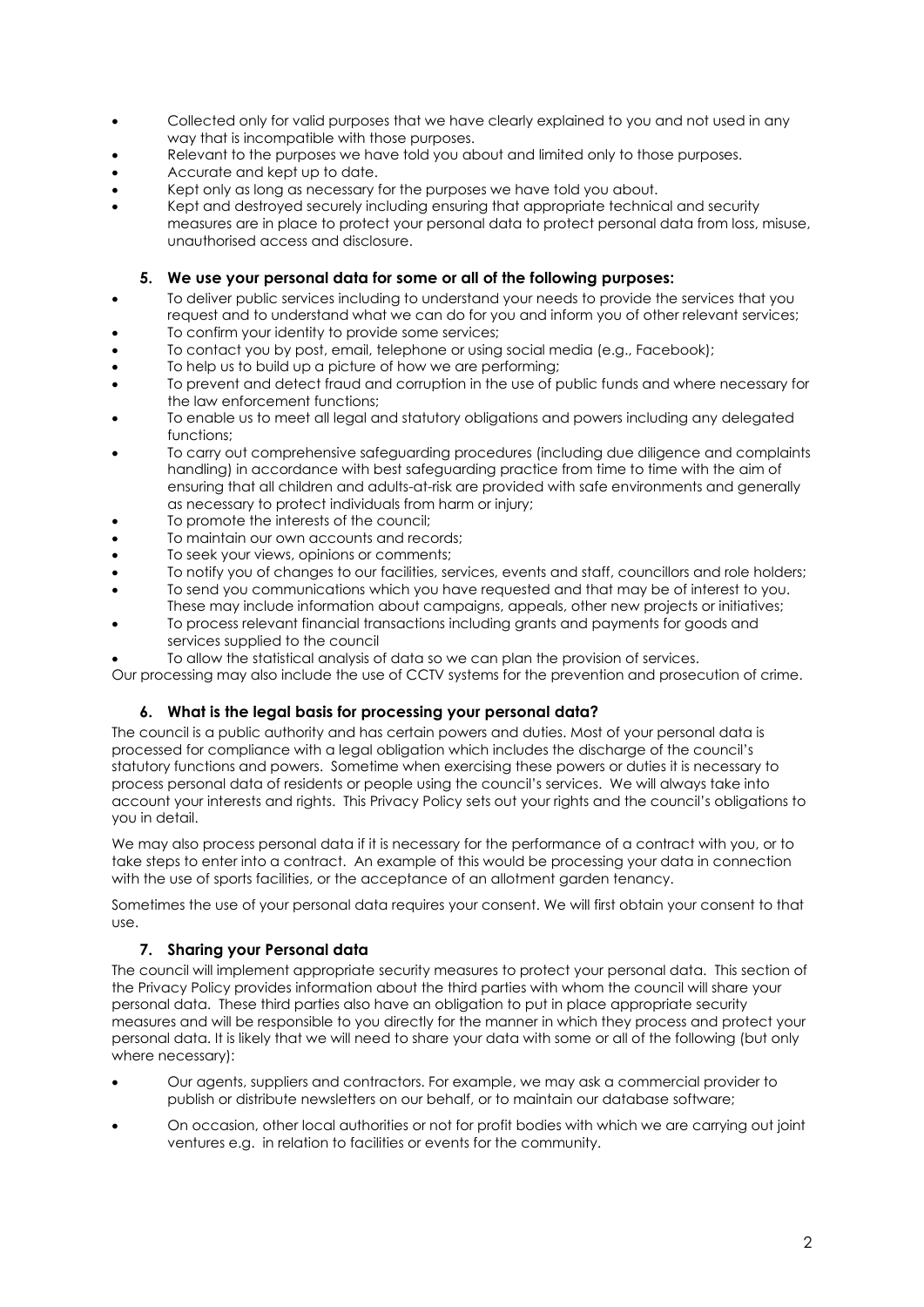- Collected only for valid purposes that we have clearly explained to you and not used in any way that is incompatible with those purposes.
- Relevant to the purposes we have told you about and limited only to those purposes.
- Accurate and kept up to date.
- Kept only as long as necessary for the purposes we have told you about.
- Kept and destroyed securely including ensuring that appropriate technical and security measures are in place to protect your personal data to protect personal data from loss, misuse, unauthorised access and disclosure.

### 5. We use your personal data for some or all of the following purposes:

- To deliver public services including to understand your needs to provide the services that you request and to understand what we can do for you and inform you of other relevant services;
- To confirm your identity to provide some services;
- To contact you by post, email, telephone or using social media (e.g., Facebook);
- To help us to build up a picture of how we are performing;
- To prevent and detect fraud and corruption in the use of public funds and where necessary for the law enforcement functions;
- To enable us to meet all legal and statutory obligations and powers including any delegated functions;
- To carry out comprehensive safeguarding procedures (including due diligence and complaints handling) in accordance with best safeguarding practice from time to time with the aim of ensuring that all children and adults-at-risk are provided with safe environments and generally as necessary to protect individuals from harm or injury;
- To promote the interests of the council;
- To maintain our own accounts and records;
- To seek your views, opinions or comments;
- To notify you of changes to our facilities, services, events and staff, councillors and role holders;
- To send you communications which you have requested and that may be of interest to you. These may include information about campaigns, appeals, other new projects or initiatives;
- To process relevant financial transactions including grants and payments for goods and services supplied to the council
- To allow the statistical analysis of data so we can plan the provision of services.

Our processing may also include the use of CCTV systems for the prevention and prosecution of crime.

### 6. What is the legal basis for processing your personal data?

The council is a public authority and has certain powers and duties. Most of your personal data is processed for compliance with a legal obligation which includes the discharge of the council's statutory functions and powers. Sometime when exercising these powers or duties it is necessary to process personal data of residents or people using the council's services. We will always take into account your interests and rights. This Privacy Policy sets out your rights and the council's obligations to you in detail.

We may also process personal data if it is necessary for the performance of a contract with you, or to take steps to enter into a contract. An example of this would be processing your data in connection with the use of sports facilities, or the acceptance of an allotment garden tenancy.

Sometimes the use of your personal data requires your consent. We will first obtain your consent to that use.

### 7. Sharing your Personal data

The council will implement appropriate security measures to protect your personal data. This section of the Privacy Policy provides information about the third parties with whom the council will share your personal data. These third parties also have an obligation to put in place appropriate security measures and will be responsible to you directly for the manner in which they process and protect your personal data. It is likely that we will need to share your data with some or all of the following (but only where necessary):

- Our agents, suppliers and contractors. For example, we may ask a commercial provider to publish or distribute newsletters on our behalf, or to maintain our database software;
- On occasion, other local authorities or not for profit bodies with which we are carrying out joint ventures e.g. in relation to facilities or events for the community.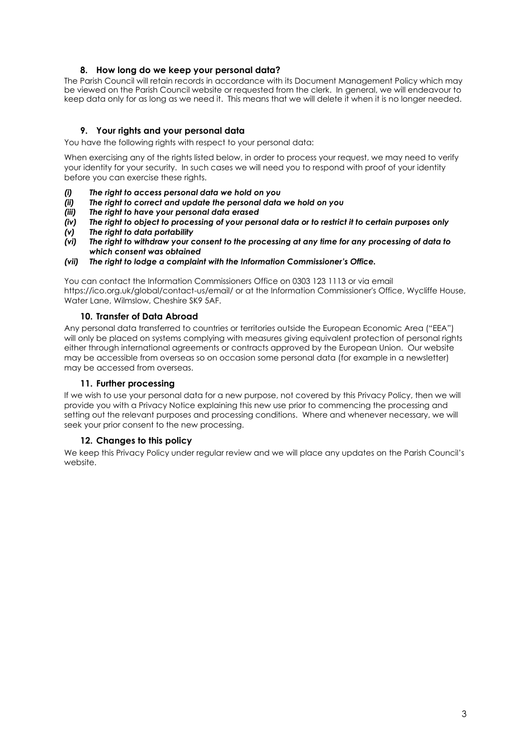### 8. How long do we keep your personal data?

The Parish Council will retain records in accordance with its Document Management Policy which may be viewed on the Parish Council website or requested from the clerk. In general, we will endeavour to keep data only for as long as we need it. This means that we will delete it when it is no longer needed.

### 9. Your rights and your personal data

You have the following rights with respect to your personal data:

When exercising any of the rights listed below, in order to process your request, we may need to verify your identity for your security. In such cases we will need you to respond with proof of your identity before you can exercise these rights.

- ***(i) The right to access personal data we hold on you***
- ***(ii) The right to correct and update the personal data we hold on you***
- ***(iii) The right to have your personal data erased***
- ***(iv) The right to object to processing of your personal data or to restrict it to certain purposes only***
- ***(v) The right to data portability***
- ***(vi) The right to withdraw your consent to the processing at any time for any processing of data to which consent was obtained***
- ***(vii) The right to lodge a complaint with the Information Commissioner's Office.***

You can contact the Information Commissioners Office on 0303 123 1113 or via email https://ico.org.uk/global/contact-us/email/ or at the Information Commissioner's Office, Wycliffe House, Water Lane, Wilmslow, Cheshire SK9 5AF.

### 10. Transfer of Data Abroad

Any personal data transferred to countries or territories outside the European Economic Area ("EEA") will only be placed on systems complying with measures giving equivalent protection of personal rights either through international agreements or contracts approved by the European Union. Our website may be accessible from overseas so on occasion some personal data (for example in a newsletter) may be accessed from overseas.

### 11. Further processing

If we wish to use your personal data for a new purpose, not covered by this Privacy Policy, then we will provide you with a Privacy Notice explaining this new use prior to commencing the processing and setting out the relevant purposes and processing conditions. Where and whenever necessary, we will seek your prior consent to the new processing.

### 12. Changes to this policy

We keep this Privacy Policy under regular review and we will place any updates on the Parish Council's website.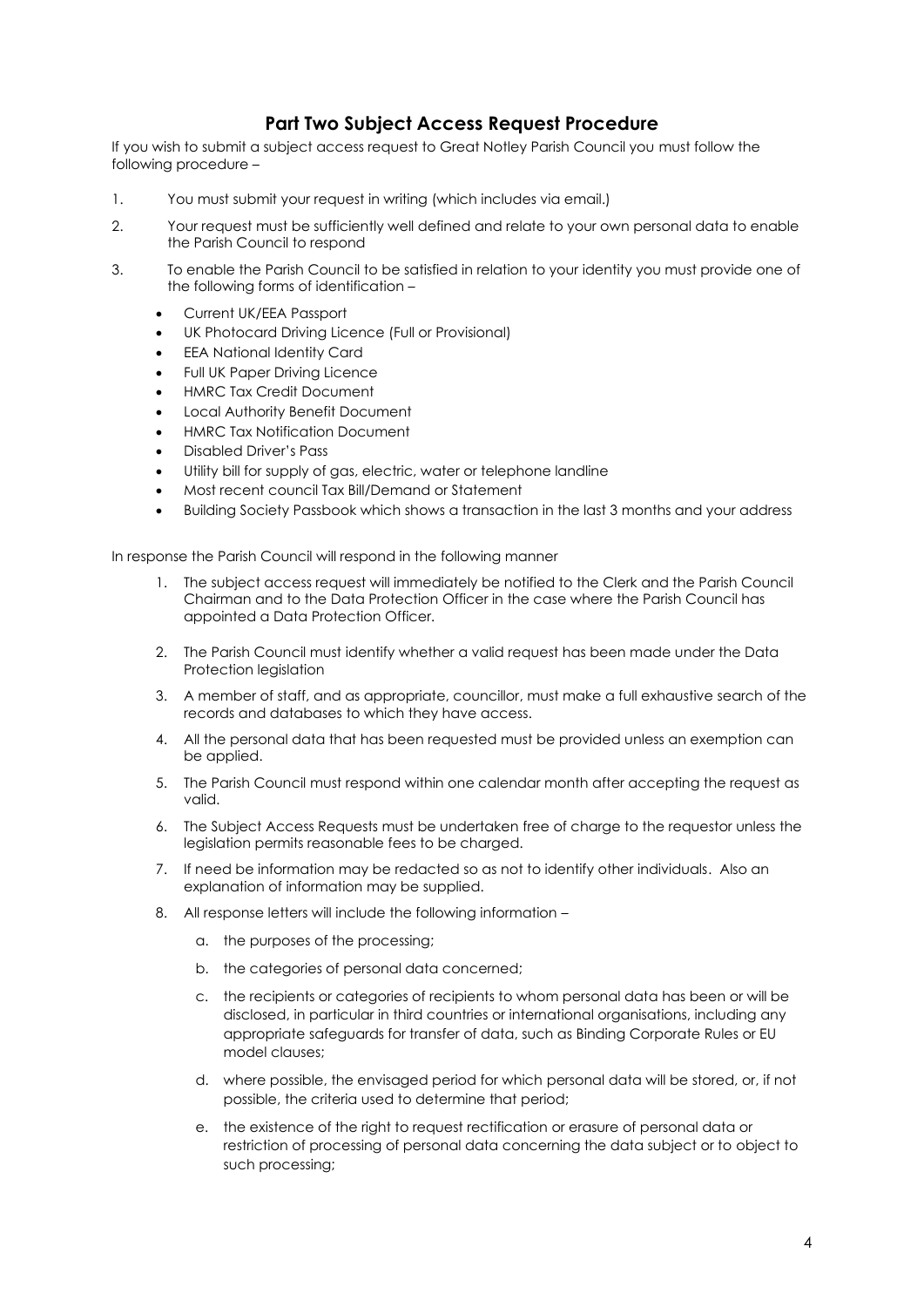## Part Two Subject Access Request Procedure

If you wish to submit a subject access request to Great Notley Parish Council you must follow the following procedure –

1. You must submit your request in writing (which includes via email.)
2. Your request must be sufficiently well defined and relate to your own personal data to enable the Parish Council to respond
3. To enable the Parish Council to be satisfied in relation to your identity you must provide one of the following forms of identification –
   - Current UK/EEA Passport
   - UK Photocard Driving Licence (Full or Provisional)
   - EEA National Identity Card
   - Full UK Paper Driving Licence
   - HMRC Tax Credit Document
   - Local Authority Benefit Document
   - HMRC Tax Notification Document
   - Disabled Driver's Pass
   - Utility bill for supply of gas, electric, water or telephone landline
   - Most recent council Tax Bill/Demand or Statement
   - Building Society Passbook which shows a transaction in the last 3 months and your address

In response the Parish Council will respond in the following manner

1. The subject access request will immediately be notified to the Clerk and the Parish Council Chairman and to the Data Protection Officer in the case where the Parish Council has appointed a Data Protection Officer.
2. The Parish Council must identify whether a valid request has been made under the Data Protection legislation
3. A member of staff, and as appropriate, councillor, must make a full exhaustive search of the records and databases to which they have access.
4. All the personal data that has been requested must be provided unless an exemption can be applied.
5. The Parish Council must respond within one calendar month after accepting the request as valid.
6. The Subject Access Requests must be undertaken free of charge to the requestor unless the legislation permits reasonable fees to be charged.
7. If need be information may be redacted so as not to identify other individuals. Also an explanation of information may be supplied.
8. All response letters will include the following information –
   a. the purposes of the processing;
   b. the categories of personal data concerned;
   c. the recipients or categories of recipients to whom personal data has been or will be disclosed, in particular in third countries or international organisations, including any appropriate safeguards for transfer of data, such as Binding Corporate Rules or EU model clauses;
   d. where possible, the envisaged period for which personal data will be stored, or, if not possible, the criteria used to determine that period;
   e. the existence of the right to request rectification or erasure of personal data or restriction of processing of personal data concerning the data subject or to object to such processing;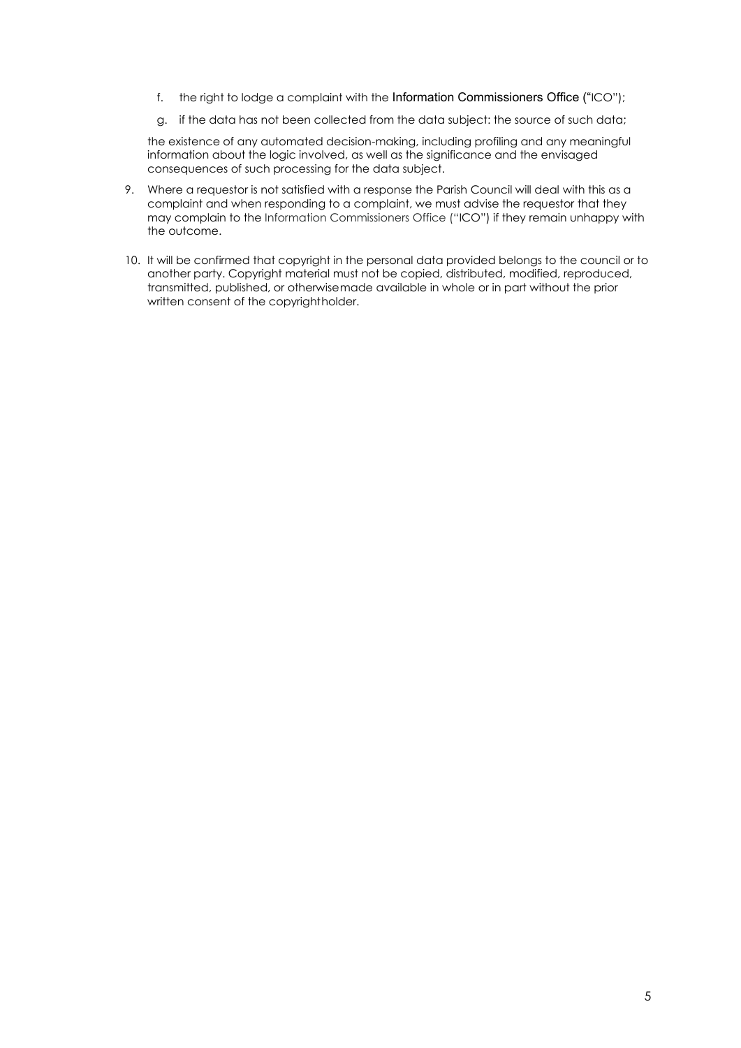f. the right to lodge a complaint with the Information Commissioners Office ("ICO");

g. if the data has not been collected from the data subject: the source of such data;

the existence of any automated decision-making, including profiling and any meaningful information about the logic involved, as well as the significance and the envisaged consequences of such processing for the data subject.

9. Where a requestor is not satisfied with a response the Parish Council will deal with this as a complaint and when responding to a complaint, we must advise the requestor that they may complain to the Information Commissioners Office ("ICO") if they remain unhappy with the outcome.

10. It will be confirmed that copyright in the personal data provided belongs to the council or to another party. Copyright material must not be copied, distributed, modified, reproduced, transmitted, published, or otherwisemade available in whole or in part without the prior written consent of the copyrightholder.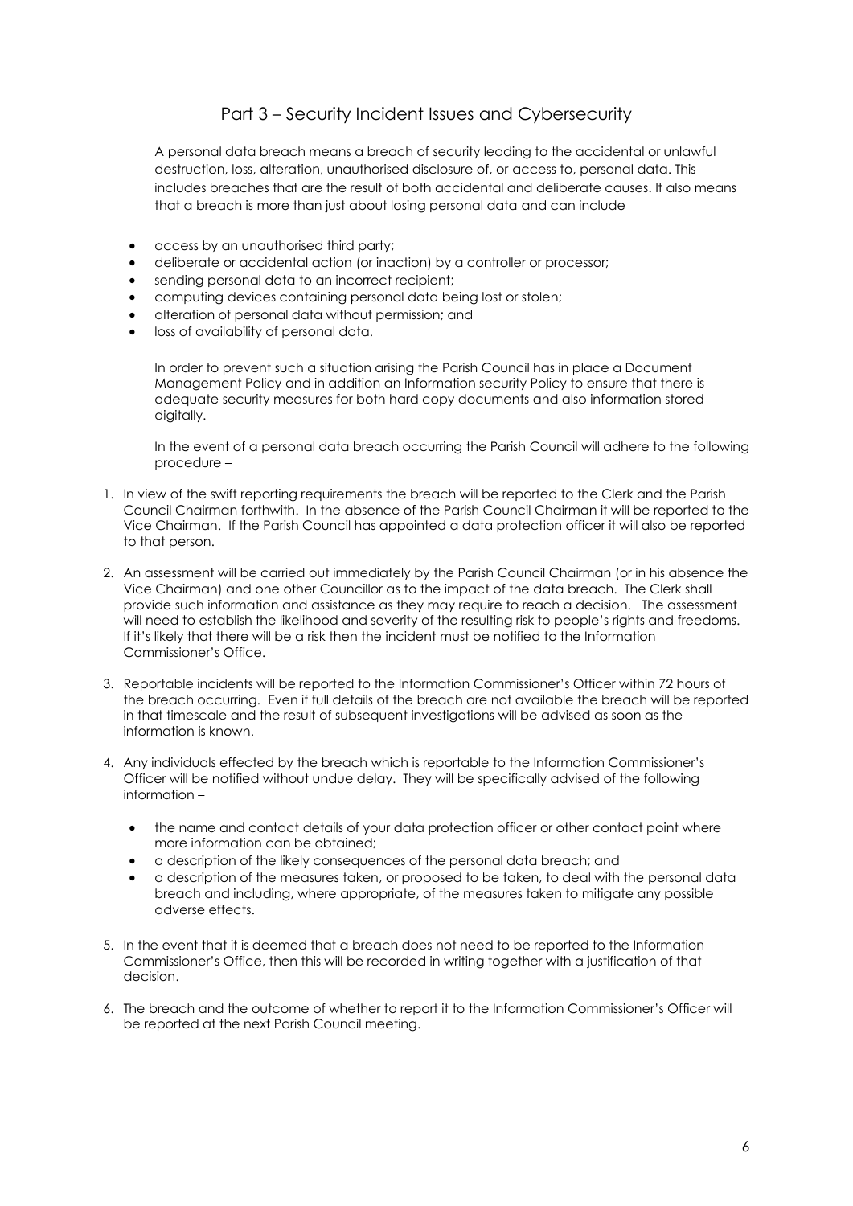## Part 3 – Security Incident Issues and Cybersecurity

A personal data breach means a breach of security leading to the accidental or unlawful destruction, loss, alteration, unauthorised disclosure of, or access to, personal data. This includes breaches that are the result of both accidental and deliberate causes. It also means that a breach is more than just about losing personal data and can include

- access by an unauthorised third party;
- deliberate or accidental action (or inaction) by a controller or processor;
- sending personal data to an incorrect recipient;
- computing devices containing personal data being lost or stolen;
- alteration of personal data without permission; and
- loss of availability of personal data.

In order to prevent such a situation arising the Parish Council has in place a Document Management Policy and in addition an Information security Policy to ensure that there is adequate security measures for both hard copy documents and also information stored digitally.

In the event of a personal data breach occurring the Parish Council will adhere to the following procedure –

1. In view of the swift reporting requirements the breach will be reported to the Clerk and the Parish Council Chairman forthwith. In the absence of the Parish Council Chairman it will be reported to the Vice Chairman. If the Parish Council has appointed a data protection officer it will also be reported to that person.

2. An assessment will be carried out immediately by the Parish Council Chairman (or in his absence the Vice Chairman) and one other Councillor as to the impact of the data breach. The Clerk shall provide such information and assistance as they may require to reach a decision. The assessment will need to establish the likelihood and severity of the resulting risk to people's rights and freedoms. If it's likely that there will be a risk then the incident must be notified to the Information Commissioner's Office.

3. Reportable incidents will be reported to the Information Commissioner's Officer within 72 hours of the breach occurring. Even if full details of the breach are not available the breach will be reported in that timescale and the result of subsequent investigations will be advised as soon as the information is known.

4. Any individuals effected by the breach which is reportable to the Information Commissioner's Officer will be notified without undue delay. They will be specifically advised of the following information –

   - the name and contact details of your data protection officer or other contact point where more information can be obtained;
   - a description of the likely consequences of the personal data breach; and
   - a description of the measures taken, or proposed to be taken, to deal with the personal data breach and including, where appropriate, of the measures taken to mitigate any possible adverse effects.

5. In the event that it is deemed that a breach does not need to be reported to the Information Commissioner's Office, then this will be recorded in writing together with a justification of that decision.

6. The breach and the outcome of whether to report it to the Information Commissioner's Officer will be reported at the next Parish Council meeting.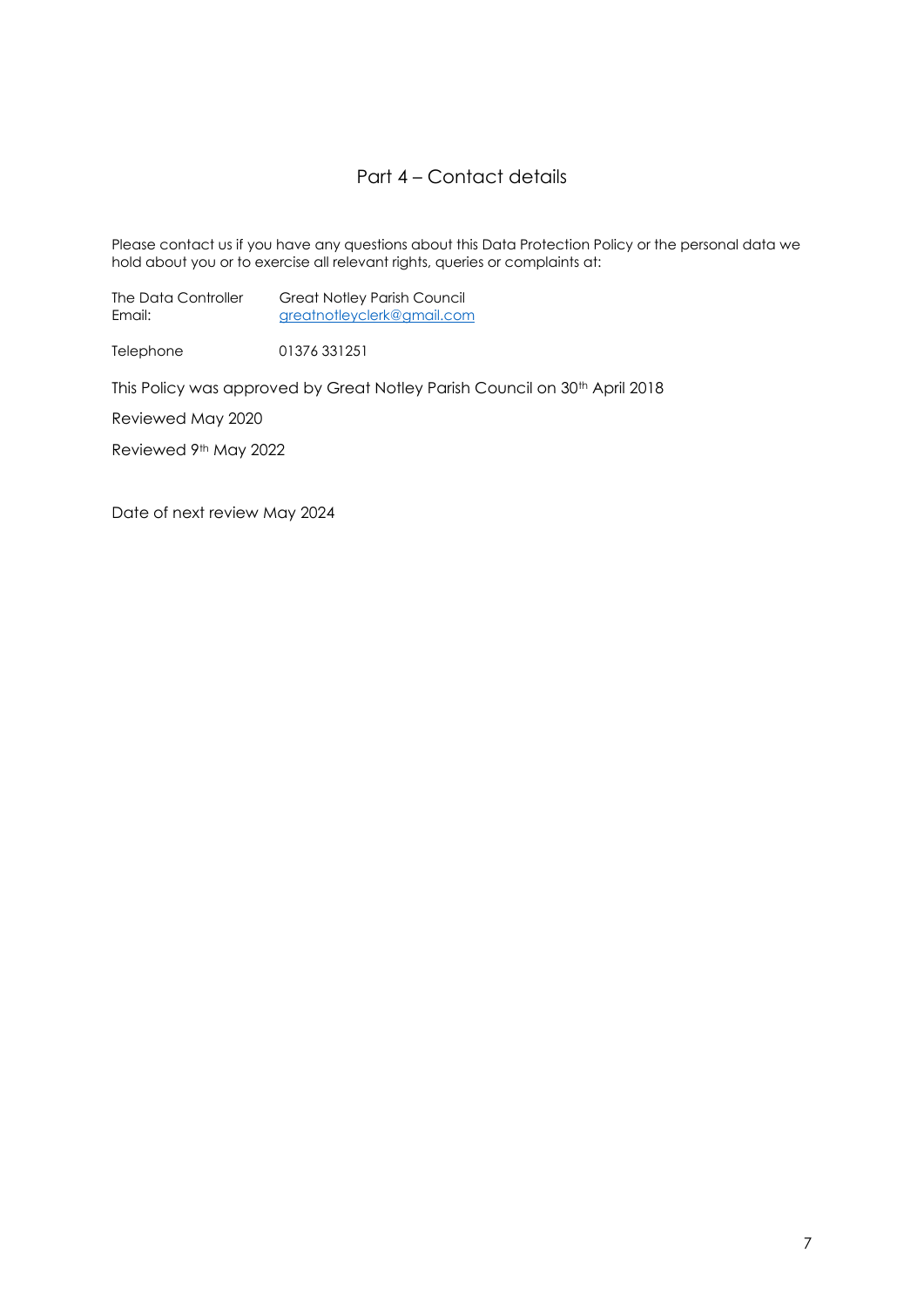## Part 4 – Contact details

Please contact us if you have any questions about this Data Protection Policy or the personal data we hold about you or to exercise all relevant rights, queries or complaints at:

The Data Controller  Great Notley Parish Council
Email:  greatnotleyclerk@gmail.com

Telephone  01376 331251

This Policy was approved by Great Notley Parish Council on 30th April 2018

Reviewed May 2020

Reviewed 9th May 2022

Date of next review May 2024